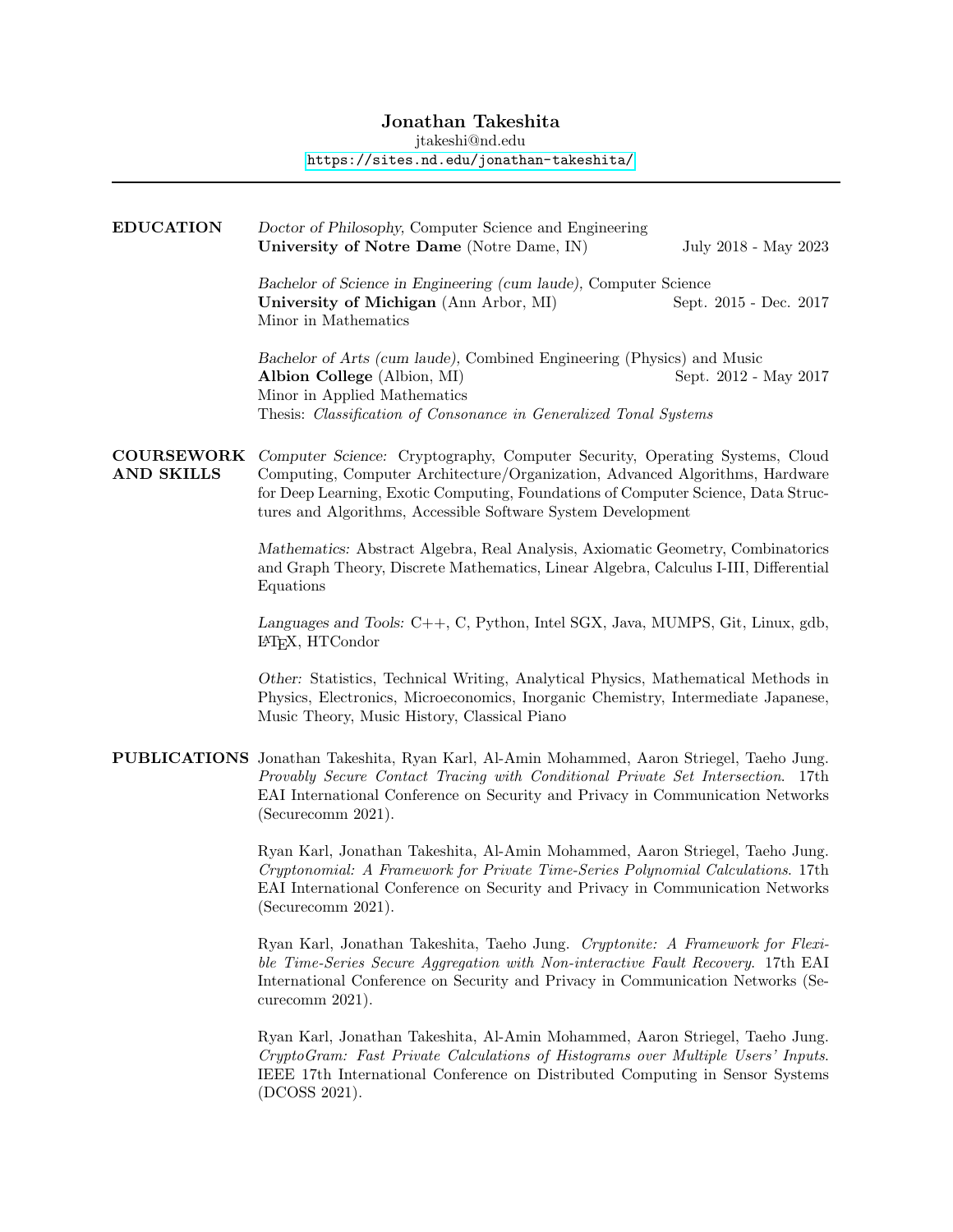# Jonathan Takeshita

jtakeshi@nd.edu
https://sites.nd.edu/jonathan-takeshita/

---

## EDUCATION

*Doctor of Philosophy,* Computer Science and Engineering
**University of Notre Dame** (Notre Dame, IN) — July 2018 - May 2023

*Bachelor of Science in Engineering (cum laude),* Computer Science
**University of Michigan** (Ann Arbor, MI) — Sept. 2015 - Dec. 2017
Minor in Mathematics

*Bachelor of Arts (cum laude),* Combined Engineering (Physics) and Music
**Albion College** (Albion, MI) — Sept. 2012 - May 2017
Minor in Applied Mathematics
Thesis: *Classification of Consonance in Generalized Tonal Systems*

## COURSEWORK AND SKILLS

*Computer Science:* Cryptography, Computer Security, Operating Systems, Cloud Computing, Computer Architecture/Organization, Advanced Algorithms, Hardware for Deep Learning, Exotic Computing, Foundations of Computer Science, Data Structures and Algorithms, Accessible Software System Development

*Mathematics:* Abstract Algebra, Real Analysis, Axiomatic Geometry, Combinatorics and Graph Theory, Discrete Mathematics, Linear Algebra, Calculus I-III, Differential Equations

*Languages and Tools:* C++, C, Python, Intel SGX, Java, MUMPS, Git, Linux, gdb, LaTeX, HTCondor

*Other:* Statistics, Technical Writing, Analytical Physics, Mathematical Methods in Physics, Electronics, Microeconomics, Inorganic Chemistry, Intermediate Japanese, Music Theory, Music History, Classical Piano

## PUBLICATIONS

Jonathan Takeshita, Ryan Karl, Al-Amin Mohammed, Aaron Striegel, Taeho Jung. *Provably Secure Contact Tracing with Conditional Private Set Intersection*. 17th EAI International Conference on Security and Privacy in Communication Networks (Securecomm 2021).

Ryan Karl, Jonathan Takeshita, Al-Amin Mohammed, Aaron Striegel, Taeho Jung. *Cryptonomial: A Framework for Private Time-Series Polynomial Calculations*. 17th EAI International Conference on Security and Privacy in Communication Networks (Securecomm 2021).

Ryan Karl, Jonathan Takeshita, Taeho Jung. *Cryptonite: A Framework for Flexible Time-Series Secure Aggregation with Non-interactive Fault Recovery*. 17th EAI International Conference on Security and Privacy in Communication Networks (Securecomm 2021).

Ryan Karl, Jonathan Takeshita, Al-Amin Mohammed, Aaron Striegel, Taeho Jung. *CryptoGram: Fast Private Calculations of Histograms over Multiple Users' Inputs*. IEEE 17th International Conference on Distributed Computing in Sensor Systems (DCOSS 2021).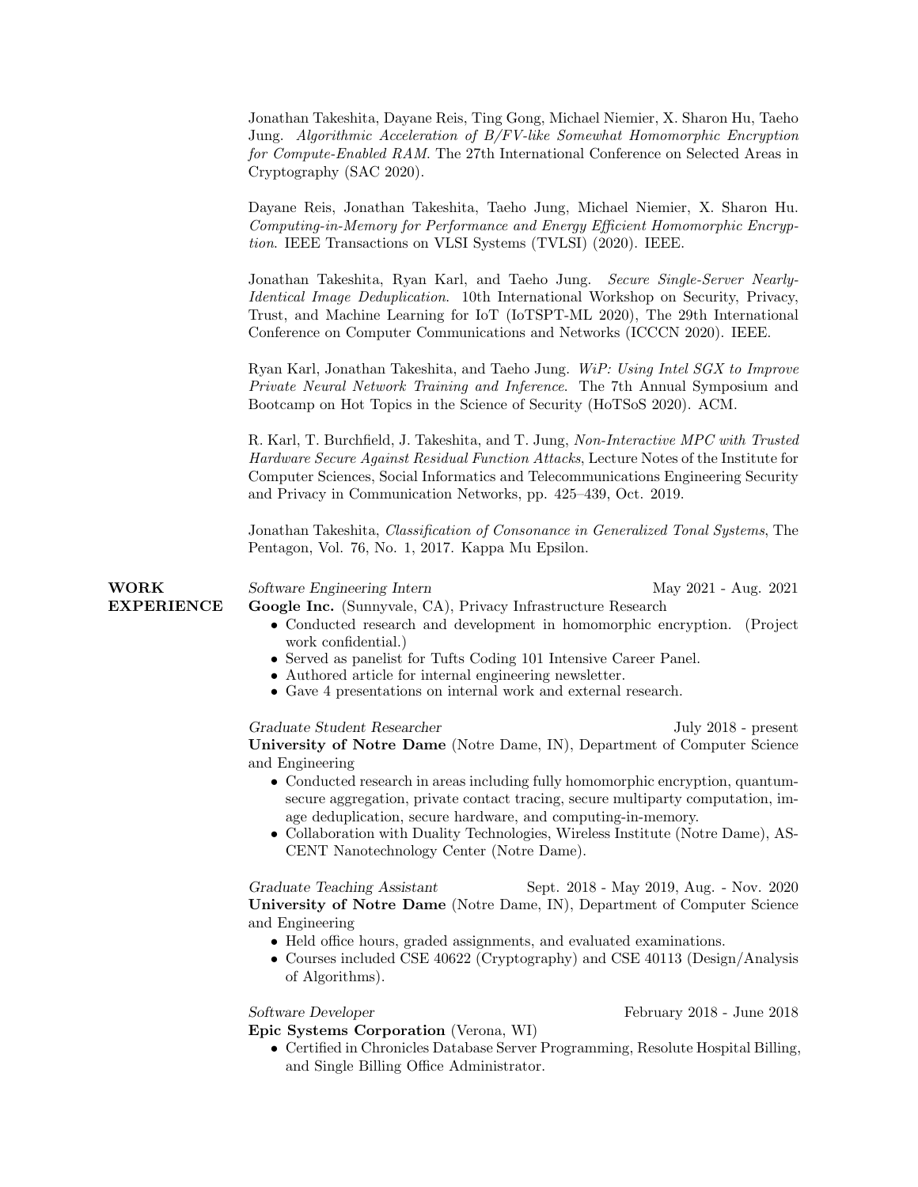Jonathan Takeshita, Dayane Reis, Ting Gong, Michael Niemier, X. Sharon Hu, Taeho Jung. *Algorithmic Acceleration of B/FV-like Somewhat Homomorphic Encryption for Compute-Enabled RAM*. The 27th International Conference on Selected Areas in Cryptography (SAC 2020).

Dayane Reis, Jonathan Takeshita, Taeho Jung, Michael Niemier, X. Sharon Hu. *Computing-in-Memory for Performance and Energy Efficient Homomorphic Encryption*. IEEE Transactions on VLSI Systems (TVLSI) (2020). IEEE.

Jonathan Takeshita, Ryan Karl, and Taeho Jung. *Secure Single-Server Nearly-Identical Image Deduplication*. 10th International Workshop on Security, Privacy, Trust, and Machine Learning for IoT (IoTSPT-ML 2020), The 29th International Conference on Computer Communications and Networks (ICCCN 2020). IEEE.

Ryan Karl, Jonathan Takeshita, and Taeho Jung. *WiP: Using Intel SGX to Improve Private Neural Network Training and Inference*. The 7th Annual Symposium and Bootcamp on Hot Topics in the Science of Security (HoTSoS 2020). ACM.

R. Karl, T. Burchfield, J. Takeshita, and T. Jung, *Non-Interactive MPC with Trusted Hardware Secure Against Residual Function Attacks*, Lecture Notes of the Institute for Computer Sciences, Social Informatics and Telecommunications Engineering Security and Privacy in Communication Networks, pp. 425–439, Oct. 2019.

Jonathan Takeshita, *Classification of Consonance in Generalized Tonal Systems*, The Pentagon, Vol. 76, No. 1, 2017. Kappa Mu Epsilon.

## WORK EXPERIENCE

*Software Engineering Intern* — May 2021 - Aug. 2021
**Google Inc.** (Sunnyvale, CA), Privacy Infrastructure Research

- Conducted research and development in homomorphic encryption. (Project work confidential.)
- Served as panelist for Tufts Coding 101 Intensive Career Panel.
- Authored article for internal engineering newsletter.
- Gave 4 presentations on internal work and external research.

*Graduate Student Researcher* — July 2018 - present
**University of Notre Dame** (Notre Dame, IN), Department of Computer Science and Engineering

- Conducted research in areas including fully homomorphic encryption, quantum-secure aggregation, private contact tracing, secure multiparty computation, image deduplication, secure hardware, and computing-in-memory.
- Collaboration with Duality Technologies, Wireless Institute (Notre Dame), ASCENT Nanotechnology Center (Notre Dame).

*Graduate Teaching Assistant* — Sept. 2018 - May 2019, Aug. - Nov. 2020
**University of Notre Dame** (Notre Dame, IN), Department of Computer Science and Engineering

- Held office hours, graded assignments, and evaluated examinations.
- Courses included CSE 40622 (Cryptography) and CSE 40113 (Design/Analysis of Algorithms).

*Software Developer* — February 2018 - June 2018
**Epic Systems Corporation** (Verona, WI)

- Certified in Chronicles Database Server Programming, Resolute Hospital Billing, and Single Billing Office Administrator.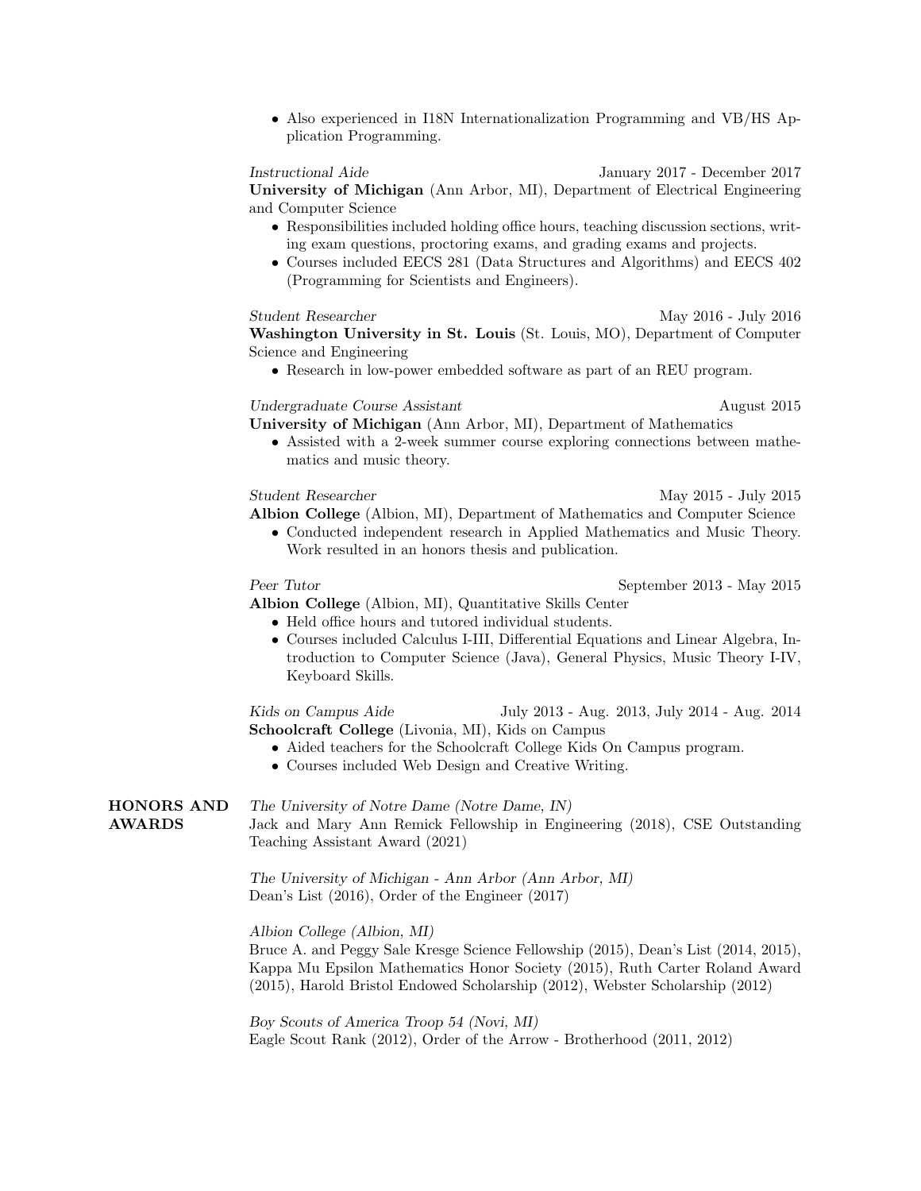- Also experienced in I18N Internationalization Programming and VB/HS Application Programming.

*Instructional Aide* — January 2017 - December 2017
**University of Michigan** (Ann Arbor, MI), Department of Electrical Engineering and Computer Science

- Responsibilities included holding office hours, teaching discussion sections, writing exam questions, proctoring exams, and grading exams and projects.
- Courses included EECS 281 (Data Structures and Algorithms) and EECS 402 (Programming for Scientists and Engineers).

*Student Researcher* — May 2016 - July 2016
**Washington University in St. Louis** (St. Louis, MO), Department of Computer Science and Engineering

- Research in low-power embedded software as part of an REU program.

*Undergraduate Course Assistant* — August 2015
**University of Michigan** (Ann Arbor, MI), Department of Mathematics

- Assisted with a 2-week summer course exploring connections between mathematics and music theory.

*Student Researcher* — May 2015 - July 2015
**Albion College** (Albion, MI), Department of Mathematics and Computer Science

- Conducted independent research in Applied Mathematics and Music Theory. Work resulted in an honors thesis and publication.

*Peer Tutor* — September 2013 - May 2015
**Albion College** (Albion, MI), Quantitative Skills Center

- Held office hours and tutored individual students.
- Courses included Calculus I-III, Differential Equations and Linear Algebra, Introduction to Computer Science (Java), General Physics, Music Theory I-IV, Keyboard Skills.

*Kids on Campus Aide* — July 2013 - Aug. 2013, July 2014 - Aug. 2014
**Schoolcraft College** (Livonia, MI), Kids on Campus

- Aided teachers for the Schoolcraft College Kids On Campus program.
- Courses included Web Design and Creative Writing.

## HONORS AND AWARDS

*The University of Notre Dame (Notre Dame, IN)*
Jack and Mary Ann Remick Fellowship in Engineering (2018), CSE Outstanding Teaching Assistant Award (2021)

*The University of Michigan - Ann Arbor (Ann Arbor, MI)*
Dean's List (2016), Order of the Engineer (2017)

*Albion College (Albion, MI)*
Bruce A. and Peggy Sale Kresge Science Fellowship (2015), Dean's List (2014, 2015), Kappa Mu Epsilon Mathematics Honor Society (2015), Ruth Carter Roland Award (2015), Harold Bristol Endowed Scholarship (2012), Webster Scholarship (2012)

*Boy Scouts of America Troop 54 (Novi, MI)*
Eagle Scout Rank (2012), Order of the Arrow - Brotherhood (2011, 2012)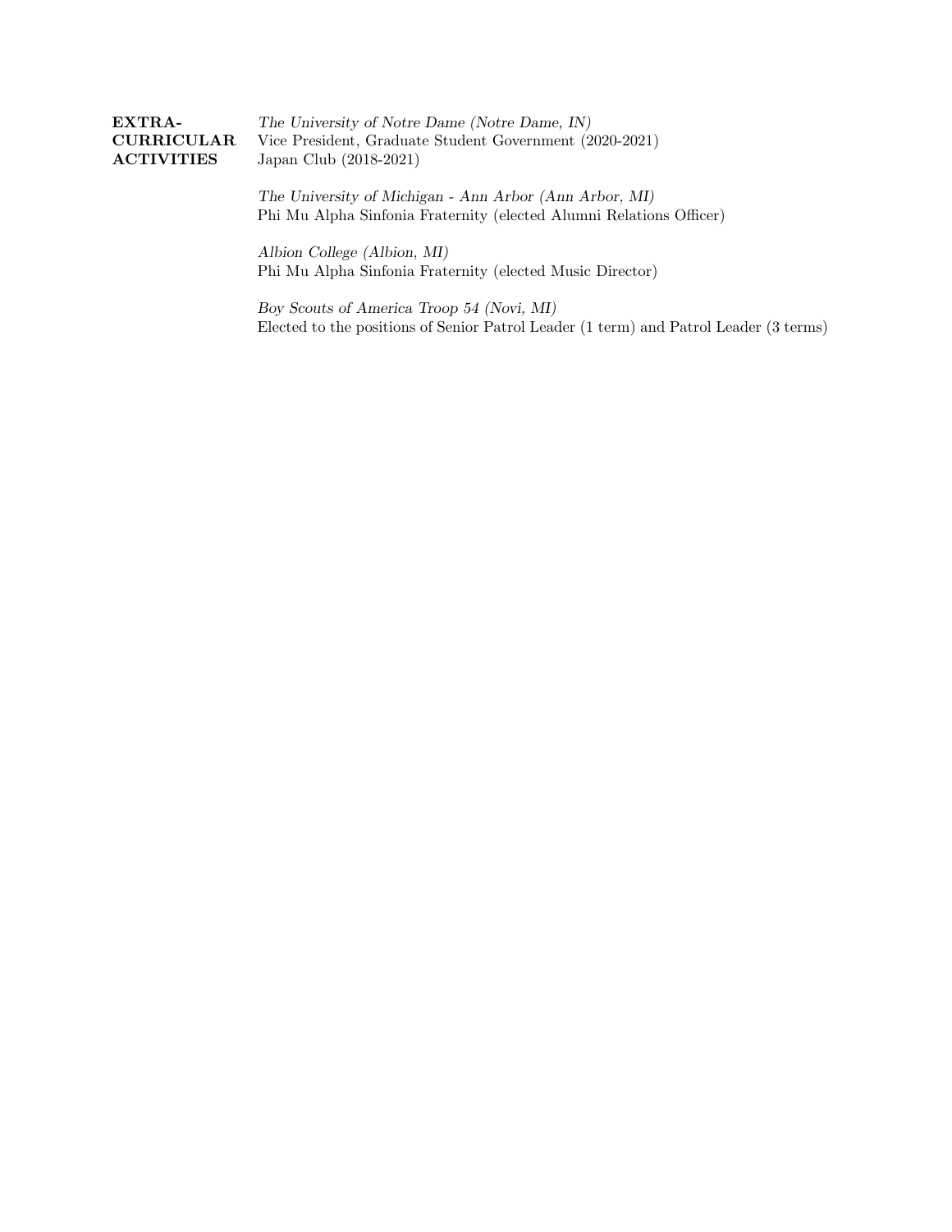## EXTRA-CURRICULAR ACTIVITIES

*The University of Notre Dame (Notre Dame, IN)*
Vice President, Graduate Student Government (2020-2021)
Japan Club (2018-2021)

*The University of Michigan - Ann Arbor (Ann Arbor, MI)*
Phi Mu Alpha Sinfonia Fraternity (elected Alumni Relations Officer)

*Albion College (Albion, MI)*
Phi Mu Alpha Sinfonia Fraternity (elected Music Director)

*Boy Scouts of America Troop 54 (Novi, MI)*
Elected to the positions of Senior Patrol Leader (1 term) and Patrol Leader (3 terms)